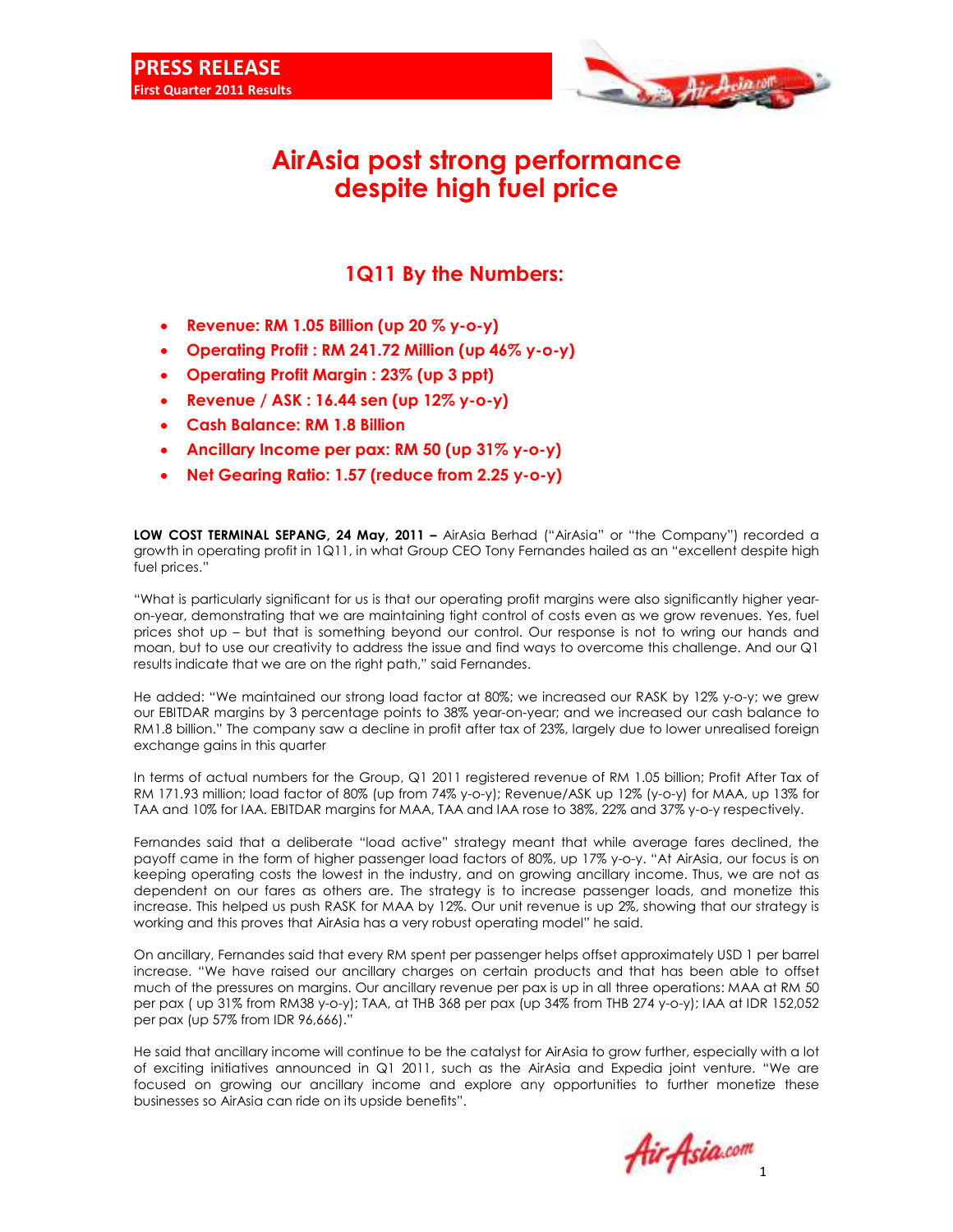**PRESS RELEASE**
**First Quarter 2011 Results**

# AirAsia post strong performance despite high fuel price

## 1Q11 By the Numbers:

- **Revenue: RM 1.05 Billion (up 20 % y-o-y)**
- **Operating Profit : RM 241.72 Million (up 46% y-o-y)**
- **Operating Profit Margin : 23% (up 3 ppt)**
- **Revenue / ASK : 16.44 sen (up 12% y-o-y)**
- **Cash Balance: RM 1.8 Billion**
- **Ancillary Income per pax: RM 50 (up 31% y-o-y)**
- **Net Gearing Ratio: 1.57 (reduce from 2.25 y-o-y)**

**LOW COST TERMINAL SEPANG, 24 May, 2011 –** AirAsia Berhad ("AirAsia" or "the Company") recorded a growth in operating profit in 1Q11, in what Group CEO Tony Fernandes hailed as an "excellent despite high fuel prices."

"What is particularly significant for us is that our operating profit margins were also significantly higher year-on-year, demonstrating that we are maintaining tight control of costs even as we grow revenues. Yes, fuel prices shot up – but that is something beyond our control. Our response is not to wring our hands and moan, but to use our creativity to address the issue and find ways to overcome this challenge. And our Q1 results indicate that we are on the right path," said Fernandes.

He added: "We maintained our strong load factor at 80%; we increased our RASK by 12% y-o-y; we grew our EBITDAR margins by 3 percentage points to 38% year-on-year; and we increased our cash balance to RM1.8 billion." The company saw a decline in profit after tax of 23%, largely due to lower unrealised foreign exchange gains in this quarter

In terms of actual numbers for the Group, Q1 2011 registered revenue of RM 1.05 billion; Profit After Tax of RM 171.93 million; load factor of 80% (up from 74% y-o-y); Revenue/ASK up 12% (y-o-y) for MAA, up 13% for TAA and 10% for IAA. EBITDAR margins for MAA, TAA and IAA rose to 38%, 22% and 37% y-o-y respectively.

Fernandes said that a deliberate "load active" strategy meant that while average fares declined, the payoff came in the form of higher passenger load factors of 80%, up 17% y-o-y. "At AirAsia, our focus is on keeping operating costs the lowest in the industry, and on growing ancillary income. Thus, we are not as dependent on our fares as others are. The strategy is to increase passenger loads, and monetize this increase. This helped us push RASK for MAA by 12%. Our unit revenue is up 2%, showing that our strategy is working and this proves that AirAsia has a very robust operating model" he said.

On ancillary, Fernandes said that every RM spent per passenger helps offset approximately USD 1 per barrel increase. "We have raised our ancillary charges on certain products and that has been able to offset much of the pressures on margins. Our ancillary revenue per pax is up in all three operations: MAA at RM 50 per pax ( up 31% from RM38 y-o-y); TAA, at THB 368 per pax (up 34% from THB 274 y-o-y); IAA at IDR 152,052 per pax (up 57% from IDR 96,666)."

He said that ancillary income will continue to be the catalyst for AirAsia to grow further, especially with a lot of exciting initiatives announced in Q1 2011, such as the AirAsia and Expedia joint venture. "We are focused on growing our ancillary income and explore any opportunities to further monetize these businesses so AirAsia can ride on its upside benefits".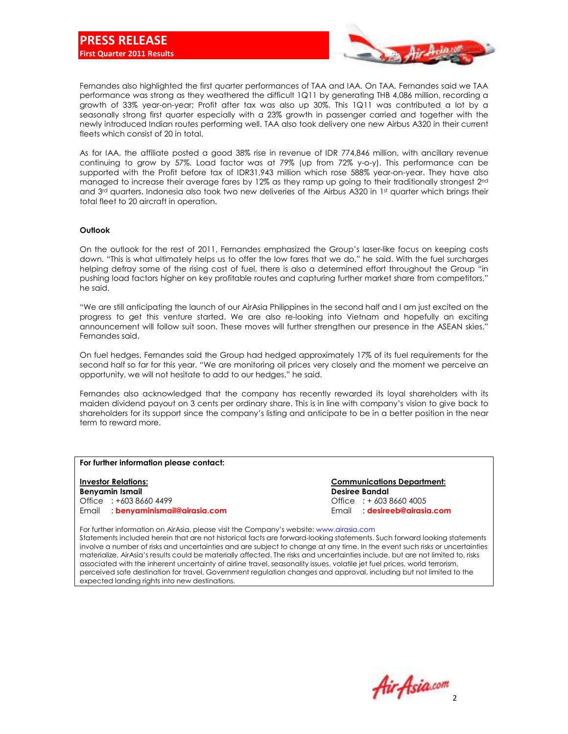Fernandes also highlighted the first quarter performances of TAA and IAA. On TAA, Fernandes said we TAA performance was strong as they weathered the difficult 1Q11 by generating THB 4,086 million, recording a growth of 33% year-on-year; Profit after tax was also up 30%. This 1Q11 was contributed a lot by a seasonally strong first quarter especially with a 23% growth in passenger carried and together with the newly introduced Indian routes performing well. TAA also took delivery one new Airbus A320 in their current fleets which consist of 20 in total.

As for IAA, the affiliate posted a good 38% rise in revenue of IDR 774,846 million, with ancillary revenue continuing to grow by 57%. Load factor was at 79% (up from 72% y-o-y). This performance can be supported with the Profit before tax of IDR31,943 million which rose 588% year-on-year. They have also managed to increase their average fares by 12% as they ramp up going to their traditionally strongest 2nd and 3rd quarters. Indonesia also took two new deliveries of the Airbus A320 in 1st quarter which brings their total fleet to 20 aircraft in operation.

**Outlook**

On the outlook for the rest of 2011, Fernandes emphasized the Group's laser-like focus on keeping costs down. "This is what ultimately helps us to offer the low fares that we do," he said. With the fuel surcharges helping defray some of the rising cost of fuel, there is also a determined effort throughout the Group "in pushing load factors higher on key profitable routes and capturing further market share from competitors," he said.

"We are still anticipating the launch of our AirAsia Philippines in the second half and I am just excited on the progress to get this venture started. We are also re-looking into Vietnam and hopefully an exciting announcement will follow suit soon. These moves will further strengthen our presence in the ASEAN skies," Fernandes said.

On fuel hedges, Fernandes said the Group had hedged approximately 17% of its fuel requirements for the second half so far for this year. "We are monitoring oil prices very closely and the moment we perceive an opportunity, we will not hesitate to add to our hedges," he said.

Fernandes also acknowledged that the company has recently rewarded its loyal shareholders with its maiden dividend payout on 3 cents per ordinary share. This is in line with company's vision to give back to shareholders for its support since the company's listing and anticipate to be in a better position in the near term to reward more.

**For further information please contact:**

**Investor Relations:**
**Benyamin Ismail**
Office : +603 8660 4499
Email : **benyaminismail@airasia.com**

**Communications Department:**
**Desiree Bandal**
Office : + 603 8660 4005
Email : **desireeb@airasia.com**

For further information on AirAsia, please visit the Company's website: www.airasia.com
Statements included herein that are not historical facts are forward-looking statements. Such forward looking statements involve a number of risks and uncertainties and are subject to change at any time. In the event such risks or uncertainties materialize, AirAsia's results could be materially affected. The risks and uncertainties include, but are not limited to, risks associated with the inherent uncertainty of airline travel, seasonality issues, volatile jet fuel prices, world terrorism, perceived safe destination for travel, Government regulation changes and approval, including but not limited to the expected landing rights into new destinations.